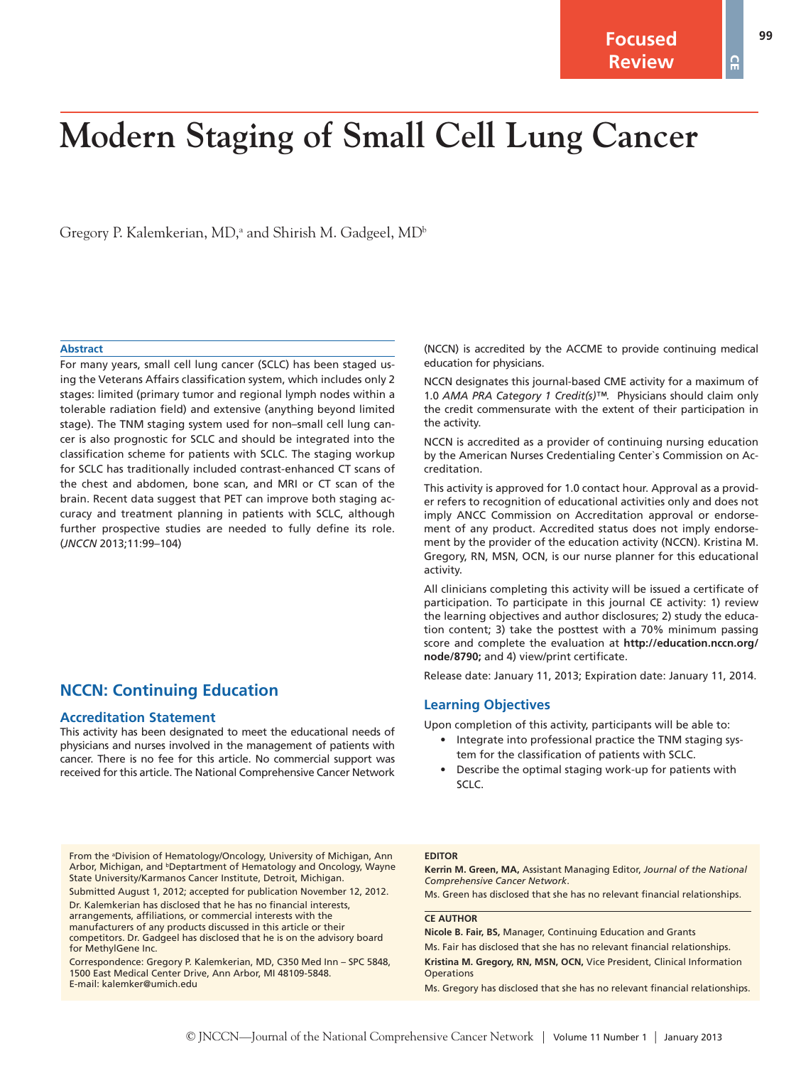Focused Review

CE

# Modern Staging of Small Cell Lung Cancer

Gregory P. Kalemkerian, MD,[a] and Shirish M. Gadgeel, MD[b]

### Abstract

For many years, small cell lung cancer (SCLC) has been staged using the Veterans Affairs classification system, which includes only 2 stages: limited (primary tumor and regional lymph nodes within a tolerable radiation field) and extensive (anything beyond limited stage). The TNM staging system used for non–small cell lung cancer is also prognostic for SCLC and should be integrated into the classification scheme for patients with SCLC. The staging workup for SCLC has traditionally included contrast-enhanced CT scans of the chest and abdomen, bone scan, and MRI or CT scan of the brain. Recent data suggest that PET can improve both staging accuracy and treatment planning in patients with SCLC, although further prospective studies are needed to fully define its role. (*JNCCN* 2013;11:99–104)

## NCCN: Continuing Education

### Accreditation Statement

This activity has been designated to meet the educational needs of physicians and nurses involved in the management of patients with cancer. There is no fee for this article. No commercial support was received for this article. The National Comprehensive Cancer Network (NCCN) is accredited by the ACCME to provide continuing medical education for physicians.

NCCN designates this journal-based CME activity for a maximum of 1.0 *AMA PRA Category 1 Credit(s)*™. Physicians should claim only the credit commensurate with the extent of their participation in the activity.

NCCN is accredited as a provider of continuing nursing education by the American Nurses Credentialing Center`s Commission on Accreditation.

This activity is approved for 1.0 contact hour. Approval as a provider refers to recognition of educational activities only and does not imply ANCC Commission on Accreditation approval or endorsement of any product. Accredited status does not imply endorsement by the provider of the education activity (NCCN). Kristina M. Gregory, RN, MSN, OCN, is our nurse planner for this educational activity.

All clinicians completing this activity will be issued a certificate of participation. To participate in this journal CE activity: 1) review the learning objectives and author disclosures; 2) study the education content; 3) take the posttest with a 70% minimum passing score and complete the evaluation at **http://education.nccn.org/node/8790;** and 4) view/print certificate.

Release date: January 11, 2013; Expiration date: January 11, 2014.

### Learning Objectives

Upon completion of this activity, participants will be able to:

- Integrate into professional practice the TNM staging system for the classification of patients with SCLC.
- Describe the optimal staging work-up for patients with SCLC.

From the [a]Division of Hematology/Oncology, University of Michigan, Ann Arbor, Michigan, and [b]Deptartment of Hematology and Oncology, Wayne State University/Karmanos Cancer Institute, Detroit, Michigan.

Submitted August 1, 2012; accepted for publication November 12, 2012.

Dr. Kalemkerian has disclosed that he has no financial interests, arrangements, affiliations, or commercial interests with the manufacturers of any products discussed in this article or their competitors. Dr. Gadgeel has disclosed that he is on the advisory board for MethylGene Inc.

Correspondence: Gregory P. Kalemkerian, MD, C350 Med Inn – SPC 5848, 1500 East Medical Center Drive, Ann Arbor, MI 48109-5848. E-mail: kalemker@umich.edu

**EDITOR**

**Kerrin M. Green, MA,** Assistant Managing Editor, *Journal of the National Comprehensive Cancer Network*.

Ms. Green has disclosed that she has no relevant financial relationships.

**CE AUTHOR**

**Nicole B. Fair, BS,** Manager, Continuing Education and Grants

Ms. Fair has disclosed that she has no relevant financial relationships.

**Kristina M. Gregory, RN, MSN, OCN,** Vice President, Clinical Information Operations

Ms. Gregory has disclosed that she has no relevant financial relationships.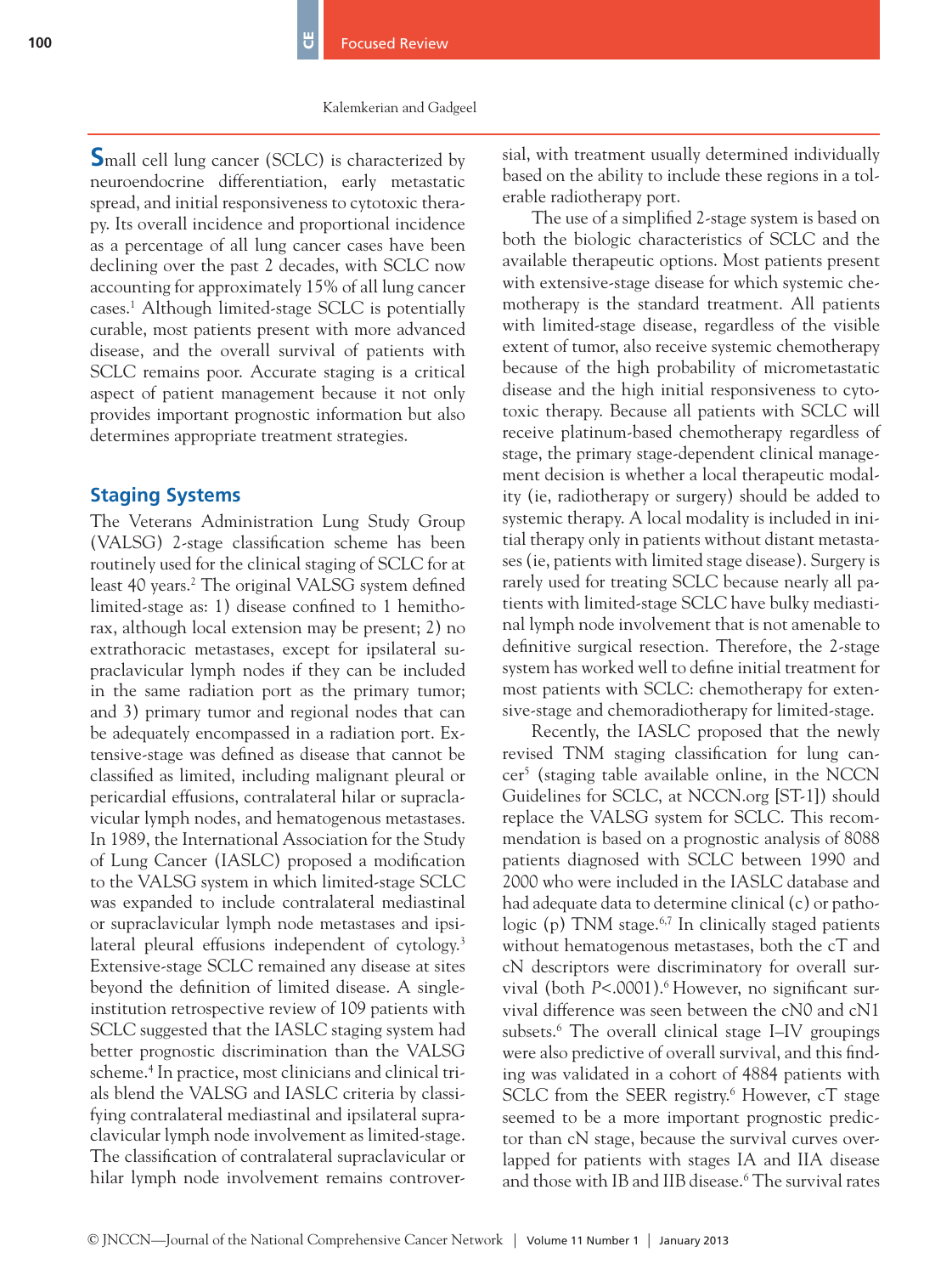Small cell lung cancer (SCLC) is characterized by neuroendocrine differentiation, early metastatic spread, and initial responsiveness to cytotoxic therapy. Its overall incidence and proportional incidence as a percentage of all lung cancer cases have been declining over the past 2 decades, with SCLC now accounting for approximately 15% of all lung cancer cases.[1] Although limited-stage SCLC is potentially curable, most patients present with more advanced disease, and the overall survival of patients with SCLC remains poor. Accurate staging is a critical aspect of patient management because it not only provides important prognostic information but also determines appropriate treatment strategies.

## Staging Systems

The Veterans Administration Lung Study Group (VALSG) 2-stage classification scheme has been routinely used for the clinical staging of SCLC for at least 40 years.[2] The original VALSG system defined limited-stage as: 1) disease confined to 1 hemithorax, although local extension may be present; 2) no extrathoracic metastases, except for ipsilateral supraclavicular lymph nodes if they can be included in the same radiation port as the primary tumor; and 3) primary tumor and regional nodes that can be adequately encompassed in a radiation port. Extensive-stage was defined as disease that cannot be classified as limited, including malignant pleural or pericardial effusions, contralateral hilar or supraclavicular lymph nodes, and hematogenous metastases. In 1989, the International Association for the Study of Lung Cancer (IASLC) proposed a modification to the VALSG system in which limited-stage SCLC was expanded to include contralateral mediastinal or supraclavicular lymph node metastases and ipsilateral pleural effusions independent of cytology.[3] Extensive-stage SCLC remained any disease at sites beyond the definition of limited disease. A single-institution retrospective review of 109 patients with SCLC suggested that the IASLC staging system had better prognostic discrimination than the VALSG scheme.[4] In practice, most clinicians and clinical trials blend the VALSG and IASLC criteria by classifying contralateral mediastinal and ipsilateral supraclavicular lymph node involvement as limited-stage. The classification of contralateral supraclavicular or hilar lymph node involvement remains controversial, with treatment usually determined individually based on the ability to include these regions in a tolerable radiotherapy port.

The use of a simplified 2-stage system is based on both the biologic characteristics of SCLC and the available therapeutic options. Most patients present with extensive-stage disease for which systemic chemotherapy is the standard treatment. All patients with limited-stage disease, regardless of the visible extent of tumor, also receive systemic chemotherapy because of the high probability of micrometastatic disease and the high initial responsiveness to cytotoxic therapy. Because all patients with SCLC will receive platinum-based chemotherapy regardless of stage, the primary stage-dependent clinical management decision is whether a local therapeutic modality (ie, radiotherapy or surgery) should be added to systemic therapy. A local modality is included in initial therapy only in patients without distant metastases (ie, patients with limited stage disease). Surgery is rarely used for treating SCLC because nearly all patients with limited-stage SCLC have bulky mediastinal lymph node involvement that is not amenable to definitive surgical resection. Therefore, the 2-stage system has worked well to define initial treatment for most patients with SCLC: chemotherapy for extensive-stage and chemoradiotherapy for limited-stage.

Recently, the IASLC proposed that the newly revised TNM staging classification for lung cancer[5] (staging table available online, in the NCCN Guidelines for SCLC, at NCCN.org [ST-1]) should replace the VALSG system for SCLC. This recommendation is based on a prognostic analysis of 8088 patients diagnosed with SCLC between 1990 and 2000 who were included in the IASLC database and had adequate data to determine clinical (c) or pathologic (p) TNM stage.[6,7] In clinically staged patients without hematogenous metastases, both the cT and cN descriptors were discriminatory for overall survival (both $P<.0001$).[6] However, no significant survival difference was seen between the cN0 and cN1 subsets.[6] The overall clinical stage I–IV groupings were also predictive of overall survival, and this finding was validated in a cohort of 4884 patients with SCLC from the SEER registry.[6] However, cT stage seemed to be a more important prognostic predictor than cN stage, because the survival curves overlapped for patients with stages IA and IIA disease and those with IB and IIB disease.[6] The survival rates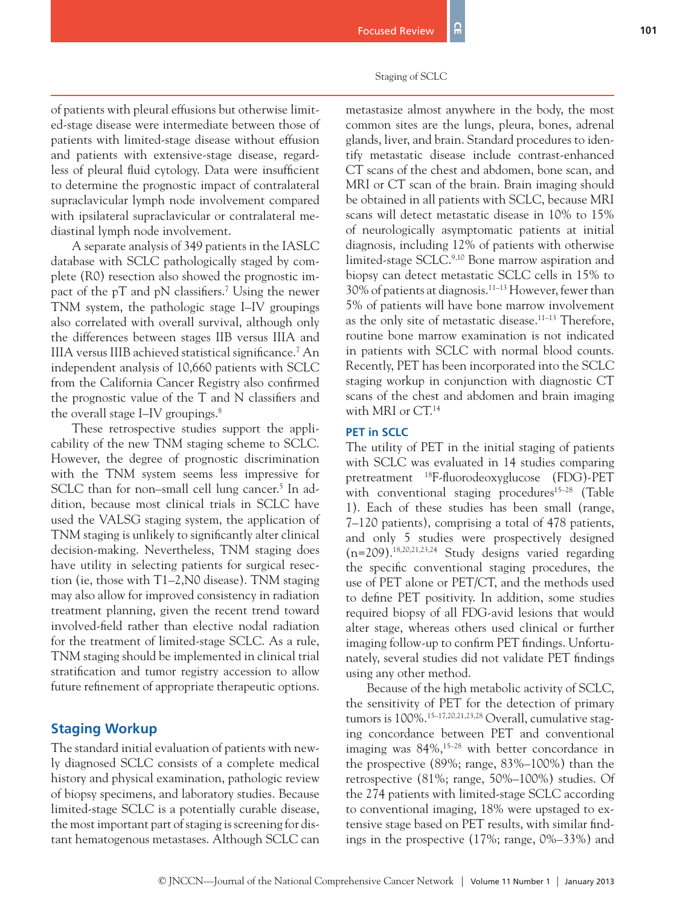of patients with pleural effusions but otherwise limited-stage disease were intermediate between those of patients with limited-stage disease without effusion and patients with extensive-stage disease, regardless of pleural fluid cytology. Data were insufficient to determine the prognostic impact of contralateral supraclavicular lymph node involvement compared with ipsilateral supraclavicular or contralateral mediastinal lymph node involvement.

A separate analysis of 349 patients in the IASLC database with SCLC pathologically staged by complete (R0) resection also showed the prognostic impact of the pT and pN classifiers.[7] Using the newer TNM system, the pathologic stage I–IV groupings also correlated with overall survival, although only the differences between stages IIB versus IIIA and IIIA versus IIIB achieved statistical significance.[7] An independent analysis of 10,660 patients with SCLC from the California Cancer Registry also confirmed the prognostic value of the T and N classifiers and the overall stage I–IV groupings.[8]

These retrospective studies support the applicability of the new TNM staging scheme to SCLC. However, the degree of prognostic discrimination with the TNM system seems less impressive for SCLC than for non–small cell lung cancer.[5] In addition, because most clinical trials in SCLC have used the VALSG staging system, the application of TNM staging is unlikely to significantly alter clinical decision-making. Nevertheless, TNM staging does have utility in selecting patients for surgical resection (ie, those with T1–2,N0 disease). TNM staging may also allow for improved consistency in radiation treatment planning, given the recent trend toward involved-field rather than elective nodal radiation for the treatment of limited-stage SCLC. As a rule, TNM staging should be implemented in clinical trial stratification and tumor registry accession to allow future refinement of appropriate therapeutic options.

## Staging Workup

The standard initial evaluation of patients with newly diagnosed SCLC consists of a complete medical history and physical examination, pathologic review of biopsy specimens, and laboratory studies. Because limited-stage SCLC is a potentially curable disease, the most important part of staging is screening for distant hematogenous metastases. Although SCLC can metastasize almost anywhere in the body, the most common sites are the lungs, pleura, bones, adrenal glands, liver, and brain. Standard procedures to identify metastatic disease include contrast-enhanced CT scans of the chest and abdomen, bone scan, and MRI or CT scan of the brain. Brain imaging should be obtained in all patients with SCLC, because MRI scans will detect metastatic disease in 10% to 15% of neurologically asymptomatic patients at initial diagnosis, including 12% of patients with otherwise limited-stage SCLC.[9,10] Bone marrow aspiration and biopsy can detect metastatic SCLC cells in 15% to 30% of patients at diagnosis.[11–13] However, fewer than 5% of patients will have bone marrow involvement as the only site of metastatic disease.[11–13] Therefore, routine bone marrow examination is not indicated in patients with SCLC with normal blood counts. Recently, PET has been incorporated into the SCLC staging workup in conjunction with diagnostic CT scans of the chest and abdomen and brain imaging with MRI or CT.[14]

### PET in SCLC

The utility of PET in the initial staging of patients with SCLC was evaluated in 14 studies comparing pretreatment $^{18}$F-fluorodeoxyglucose (FDG)-PET with conventional staging procedures[15–28] (Table 1). Each of these studies has been small (range, 7–120 patients), comprising a total of 478 patients, and only 5 studies were prospectively designed (n=209).[18,20,21,23,24] Study designs varied regarding the specific conventional staging procedures, the use of PET alone or PET/CT, and the methods used to define PET positivity. In addition, some studies required biopsy of all FDG-avid lesions that would alter stage, whereas others used clinical or further imaging follow-up to confirm PET findings. Unfortunately, several studies did not validate PET findings using any other method.

Because of the high metabolic activity of SCLC, the sensitivity of PET for the detection of primary tumors is 100%.[15–17,20,21,23,28] Overall, cumulative staging concordance between PET and conventional imaging was 84%,[15–28] with better concordance in the prospective (89%; range, 83%–100%) than the retrospective (81%; range, 50%–100%) studies. Of the 274 patients with limited-stage SCLC according to conventional imaging, 18% were upstaged to extensive stage based on PET results, with similar findings in the prospective (17%; range, 0%–33%) and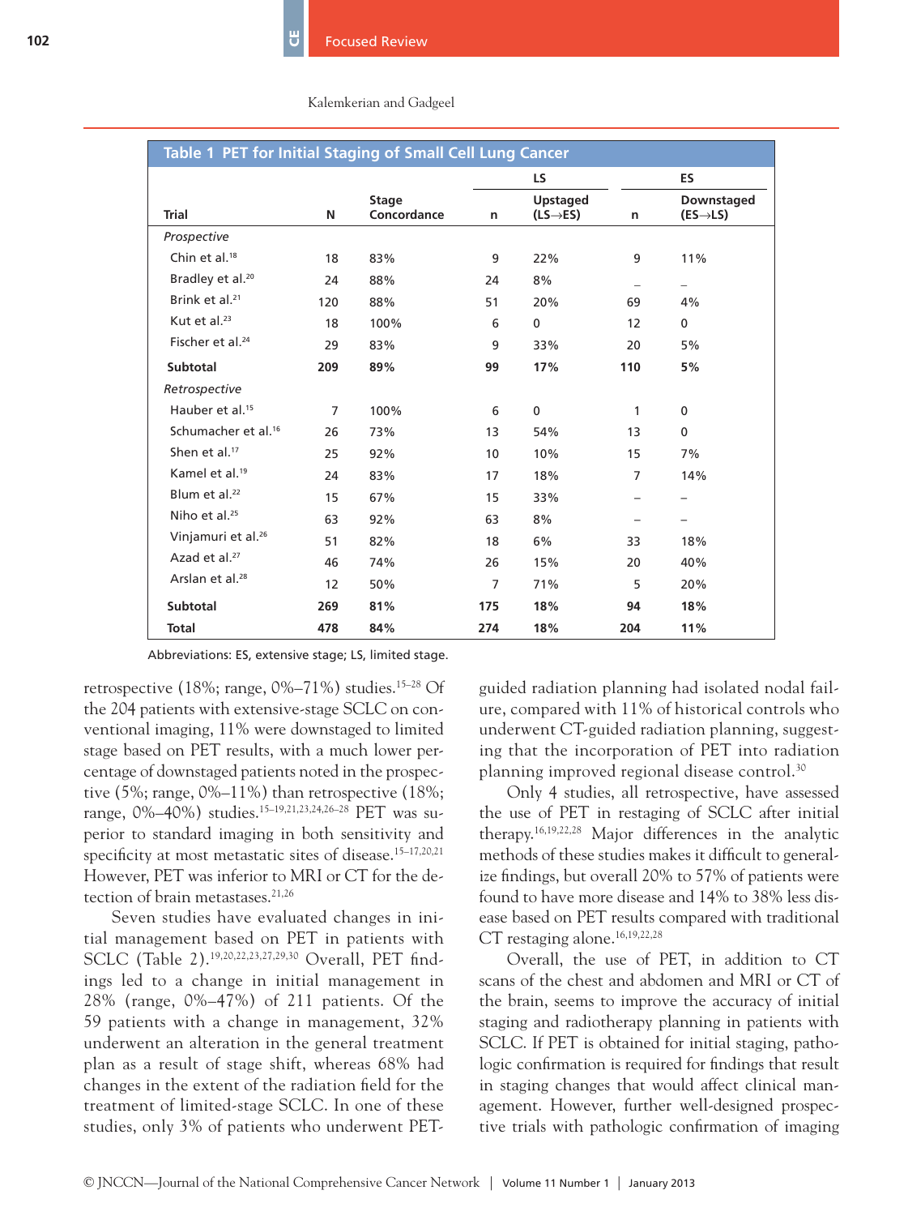**Table 1 PET for Initial Staging of Small Cell Lung Cancer**

| Trial | N | Stage Concordance | LS n | LS Upstaged (LS→ES) | ES n | ES Downstaged (ES→LS) |
|---|---|---|---|---|---|---|
| *Prospective* | | | | | | |
| Chin et al.[18] | 18 | 83% | 9 | 22% | 9 | 11% |
| Bradley et al.[20] | 24 | 88% | 24 | 8% | – | – |
| Brink et al.[21] | 120 | 88% | 51 | 20% | 69 | 4% |
| Kut et al.[23] | 18 | 100% | 6 | 0 | 12 | 0 |
| Fischer et al.[24] | 29 | 83% | 9 | 33% | 20 | 5% |
| **Subtotal** | **209** | **89%** | **99** | **17%** | **110** | **5%** |
| *Retrospective* | | | | | | |
| Hauber et al.[15] | 7 | 100% | 6 | 0 | 1 | 0 |
| Schumacher et al.[16] | 26 | 73% | 13 | 54% | 13 | 0 |
| Shen et al.[17] | 25 | 92% | 10 | 10% | 15 | 7% |
| Kamel et al.[19] | 24 | 83% | 17 | 18% | 7 | 14% |
| Blum et al.[22] | 15 | 67% | 15 | 33% | – | – |
| Niho et al.[25] | 63 | 92% | 63 | 8% | – | – |
| Vinjamuri et al.[26] | 51 | 82% | 18 | 6% | 33 | 18% |
| Azad et al.[27] | 46 | 74% | 26 | 15% | 20 | 40% |
| Arslan et al.[28] | 12 | 50% | 7 | 71% | 5 | 20% |
| **Subtotal** | **269** | **81%** | **175** | **18%** | **94** | **18%** |
| **Total** | **478** | **84%** | **274** | **18%** | **204** | **11%** |

Abbreviations: ES, extensive stage; LS, limited stage.

retrospective (18%; range, 0%–71%) studies.[15–28] Of the 204 patients with extensive-stage SCLC on conventional imaging, 11% were downstaged to limited stage based on PET results, with a much lower percentage of downstaged patients noted in the prospective (5%; range, 0%–11%) than retrospective (18%; range, 0%–40%) studies.[15–19,21,23,24,26–28] PET was superior to standard imaging in both sensitivity and specificity at most metastatic sites of disease.[15–17,20,21] However, PET was inferior to MRI or CT for the detection of brain metastases.[21,26]

Seven studies have evaluated changes in initial management based on PET in patients with SCLC (Table 2).[19,20,22,23,27,29,30] Overall, PET findings led to a change in initial management in 28% (range, 0%–47%) of 211 patients. Of the 59 patients with a change in management, 32% underwent an alteration in the general treatment plan as a result of stage shift, whereas 68% had changes in the extent of the radiation field for the treatment of limited-stage SCLC. In one of these studies, only 3% of patients who underwent PET-guided radiation planning had isolated nodal failure, compared with 11% of historical controls who underwent CT-guided radiation planning, suggesting that the incorporation of PET into radiation planning improved regional disease control.[30]

Only 4 studies, all retrospective, have assessed the use of PET in restaging of SCLC after initial therapy.[16,19,22,28] Major differences in the analytic methods of these studies makes it difficult to generalize findings, but overall 20% to 57% of patients were found to have more disease and 14% to 38% less disease based on PET results compared with traditional CT restaging alone.[16,19,22,28]

Overall, the use of PET, in addition to CT scans of the chest and abdomen and MRI or CT of the brain, seems to improve the accuracy of initial staging and radiotherapy planning in patients with SCLC. If PET is obtained for initial staging, pathologic confirmation is required for findings that result in staging changes that would affect clinical management. However, further well-designed prospective trials with pathologic confirmation of imaging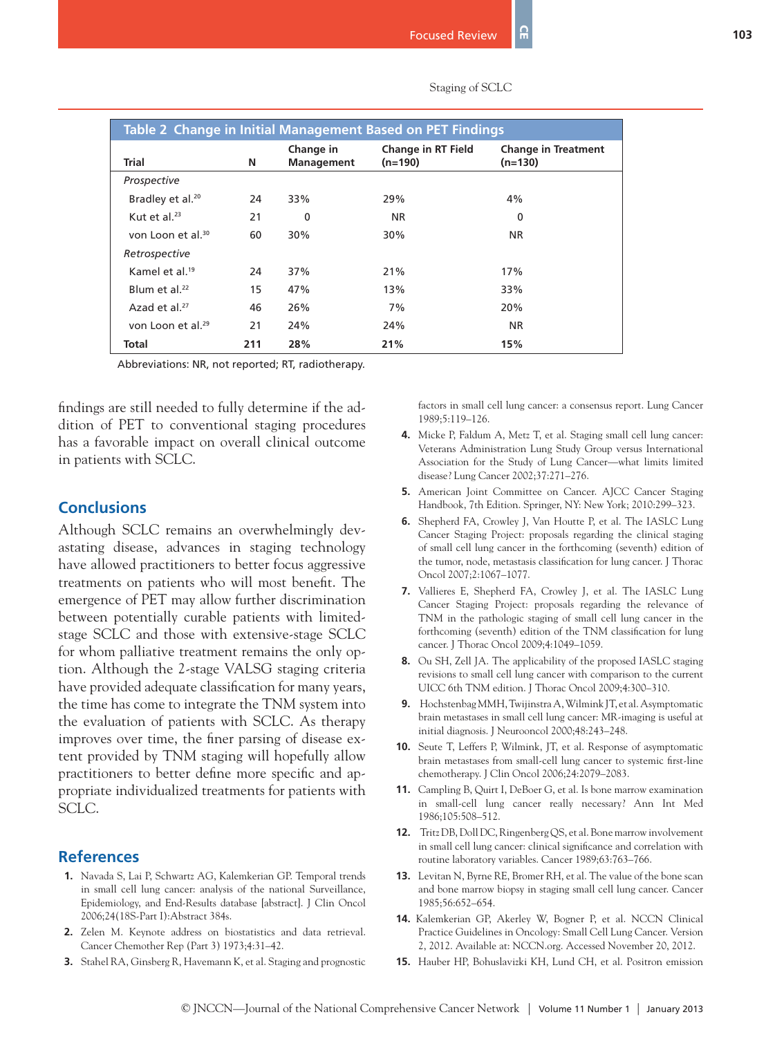**Table 2 Change in Initial Management Based on PET Findings**

| Trial | N | Change in Management | Change in RT Field (n=190) | Change in Treatment (n=130) |
|---|---|---|---|---|
| *Prospective* | | | | |
| Bradley et al.[20] | 24 | 33% | 29% | 4% |
| Kut et al.[23] | 21 | 0 | NR | 0 |
| von Loon et al.[30] | 60 | 30% | 30% | NR |
| *Retrospective* | | | | |
| Kamel et al.[19] | 24 | 37% | 21% | 17% |
| Blum et al.[22] | 15 | 47% | 13% | 33% |
| Azad et al.[27] | 46 | 26% | 7% | 20% |
| von Loon et al.[29] | 21 | 24% | 24% | NR |
| **Total** | **211** | **28%** | **21%** | **15%** |

Abbreviations: NR, not reported; RT, radiotherapy.

findings are still needed to fully determine if the addition of PET to conventional staging procedures has a favorable impact on overall clinical outcome in patients with SCLC.

## Conclusions

Although SCLC remains an overwhelmingly devastating disease, advances in staging technology have allowed practitioners to better focus aggressive treatments on patients who will most benefit. The emergence of PET may allow further discrimination between potentially curable patients with limited-stage SCLC and those with extensive-stage SCLC for whom palliative treatment remains the only option. Although the 2-stage VALSG staging criteria have provided adequate classification for many years, the time has come to integrate the TNM system into the evaluation of patients with SCLC. As therapy improves over time, the finer parsing of disease extent provided by TNM staging will hopefully allow practitioners to better define more specific and appropriate individualized treatments for patients with SCLC.

## References

1. Navada S, Lai P, Schwartz AG, Kalemkerian GP. Temporal trends in small cell lung cancer: analysis of the national Surveillance, Epidemiology, and End-Results database [abstract]. J Clin Oncol 2006;24(18S-Part I):Abstract 384s.
2. Zelen M. Keynote address on biostatistics and data retrieval. Cancer Chemother Rep (Part 3) 1973;4:31–42.
3. Stahel RA, Ginsberg R, Havemann K, et al. Staging and prognostic factors in small cell lung cancer: a consensus report. Lung Cancer 1989;5:119–126.
4. Micke P, Faldum A, Metz T, et al. Staging small cell lung cancer: Veterans Administration Lung Study Group versus International Association for the Study of Lung Cancer—what limits limited disease? Lung Cancer 2002;37:271–276.
5. American Joint Committee on Cancer. AJCC Cancer Staging Handbook, 7th Edition. Springer, NY: New York; 2010:299–323.
6. Shepherd FA, Crowley J, Van Houtte P, et al. The IASLC Lung Cancer Staging Project: proposals regarding the clinical staging of small cell lung cancer in the forthcoming (seventh) edition of the tumor, node, metastasis classification for lung cancer. J Thorac Oncol 2007;2:1067–1077.
7. Vallieres E, Shepherd FA, Crowley J, et al. The IASLC Lung Cancer Staging Project: proposals regarding the relevance of TNM in the pathologic staging of small cell lung cancer in the forthcoming (seventh) edition of the TNM classification for lung cancer. J Thorac Oncol 2009;4:1049–1059.
8. Ou SH, Zell JA. The applicability of the proposed IASLC staging revisions to small cell lung cancer with comparison to the current UICC 6th TNM edition. J Thorac Oncol 2009;4:300–310.
9. Hochstenbag MMH, Twijinstra A, Wilmink JT, et al. Asymptomatic brain metastases in small cell lung cancer: MR-imaging is useful at initial diagnosis. J Neurooncol 2000;48:243–248.
10. Seute T, Leffers P, Wilmink, JT, et al. Response of asymptomatic brain metastases from small-cell lung cancer to systemic first-line chemotherapy. J Clin Oncol 2006;24:2079–2083.
11. Campling B, Quirt I, DeBoer G, et al. Is bone marrow examination in small-cell lung cancer really necessary? Ann Int Med 1986;105:508–512.
12. Tritz DB, Doll DC, Ringenberg QS, et al. Bone marrow involvement in small cell lung cancer: clinical significance and correlation with routine laboratory variables. Cancer 1989;63:763–766.
13. Levitan N, Byrne RE, Bromer RH, et al. The value of the bone scan and bone marrow biopsy in staging small cell lung cancer. Cancer 1985;56:652–654.
14. Kalemkerian GP, Akerley W, Bogner P, et al. NCCN Clinical Practice Guidelines in Oncology: Small Cell Lung Cancer. Version 2, 2012. Available at: NCCN.org. Accessed November 20, 2012.
15. Hauber HP, Bohuslavizki KH, Lund CH, et al. Positron emission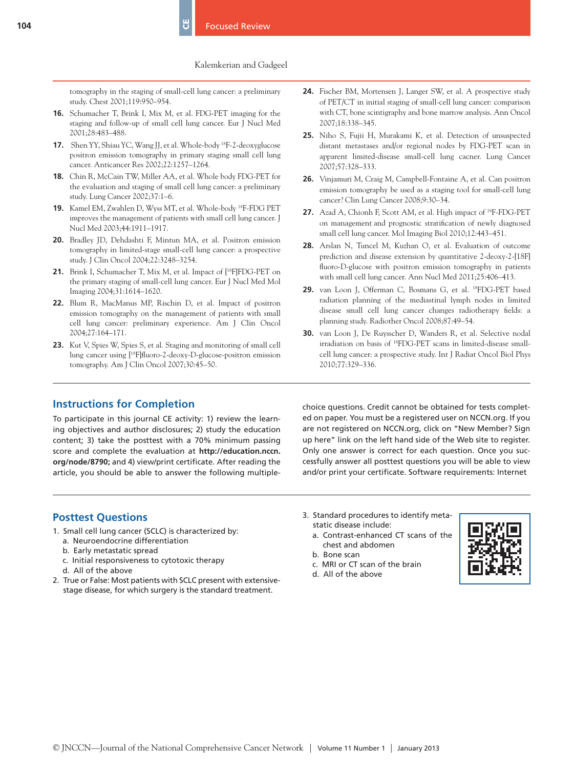tomography in the staging of small-cell lung cancer: a preliminary study. Chest 2001;119:950–954.

16. Schumacher T, Brink I, Mix M, et al. FDG-PET imaging for the staging and follow-up of small cell lung cancer. Eur J Nucl Med 2001;28:483–488.
17. Shen YY, Shiau YC, Wang JJ, et al. Whole-body [18]F-2-deoxyglucose positron emission tomography in primary staging small cell lung cancer. Anticancer Res 2002;22:1257–1264.
18. Chin R, McCain TW, Miller AA, et al. Whole body FDG-PET for the evaluation and staging of small cell lung cancer: a preliminary study. Lung Cancer 2002;37:1–6.
19. Kamel EM, Zwahlen D, Wyss MT, et al. Whole-body [18]F-FDG PET improves the management of patients with small cell lung cancer. J Nucl Med 2003;44:1911–1917.
20. Bradley JD, Dehdashti F, Mintun MA, et al. Positron emission tomography in limited-stage small-cell lung cancer: a prospective study. J Clin Oncol 2004;22:3248–3254.
21. Brink I, Schumacher T, Mix M, et al. Impact of [[18]F]FDG-PET on the primary staging of small-cell lung cancer. Eur J Nucl Med Mol Imaging 2004;31:1614–1620.
22. Blum R, MacManus MP, Rischin D, et al. Impact of positron emission tomography on the management of patients with small cell lung cancer: preliminary experience. Am J Clin Oncol 2004;27:164–171.
23. Kut V, Spies W, Spies S, et al. Staging and monitoring of small cell lung cancer using [[18]F]fluoro-2-deoxy-D-glucose-positron emission tomography. Am J Clin Oncol 2007;30:45–50.
24. Fischer BM, Mortensen J, Langer SW, et al. A prospective study of PET/CT in initial staging of small-cell lung cancer: comparison with CT, bone scintigraphy and bone marrow analysis. Ann Oncol 2007;18:338–345.
25. Niho S, Fujii H, Murakami K, et al. Detection of unsuspected distant metastases and/or regional nodes by FDG-PET scan in apparent limited-disease small-cell lung cacner. Lung Cancer 2007;57:328–333.
26. Vinjamuri M, Craig M, Campbell-Fontaine A, et al. Can positron emission tomography be used as a staging tool for small-cell lung cancer? Clin Lung Cancer 2008;9:30–34.
27. Azad A, Chionh F, Scott AM, et al. High impact of [18]F-FDG-PET on management and prognostic stratification of newly diagnosed small cell lung cancer. Mol Imaging Biol 2010;12:443–451.
28. Arslan N, Tuncel M, Kuzhan O, et al. Evaluation of outcome prediction and disease extension by quantitative 2-deoxy-2-[18F] fluoro-D-glucose with positron emission tomography in patients with small cell lung cancer. Ann Nucl Med 2011;25:406–413.
29. van Loon J, Offerman C, Bosmans G, et al. [18]FDG-PET based radiation planning of the mediastinal lymph nodes in limited disease small cell lung cancer changes radiotherapy fields: a planning study. Radiother Oncol 2008;87:49–54.
30. van Loon J, De Ruysscher D, Wanders R, et al. Selective nodal irradiation on basis of [18]FDG-PET scans in limited-disease small-cell lung cancer: a prospective study. Int J Radiat Oncol Biol Phys 2010;77:329–336.

## Instructions for Completion

To participate in this journal CE activity: 1) review the learning objectives and author disclosures; 2) study the education content; 3) take the posttest with a 70% minimum passing score and complete the evaluation at **http://education.nccn.org/node/8790;** and 4) view/print certificate. After reading the article, you should be able to answer the following multiple-choice questions. Credit cannot be obtained for tests completed on paper. You must be a registered user on NCCN.org. If you are not registered on NCCN.org, click on "New Member? Sign up here" link on the left hand side of the Web site to register. Only one answer is correct for each question. Once you successfully answer all posttest questions you will be able to view and/or print your certificate. Software requirements: Internet

## Posttest Questions

1. Small cell lung cancer (SCLC) is characterized by:
   a. Neuroendocrine differentiation
   b. Early metastatic spread
   c. Initial responsiveness to cytotoxic therapy
   d. All of the above
2. True or False: Most patients with SCLC present with extensive-stage disease, for which surgery is the standard treatment.
3. Standard procedures to identify metastatic disease include:
   a. Contrast-enhanced CT scans of the chest and abdomen
   b. Bone scan
   c. MRI or CT scan of the brain
   d. All of the above